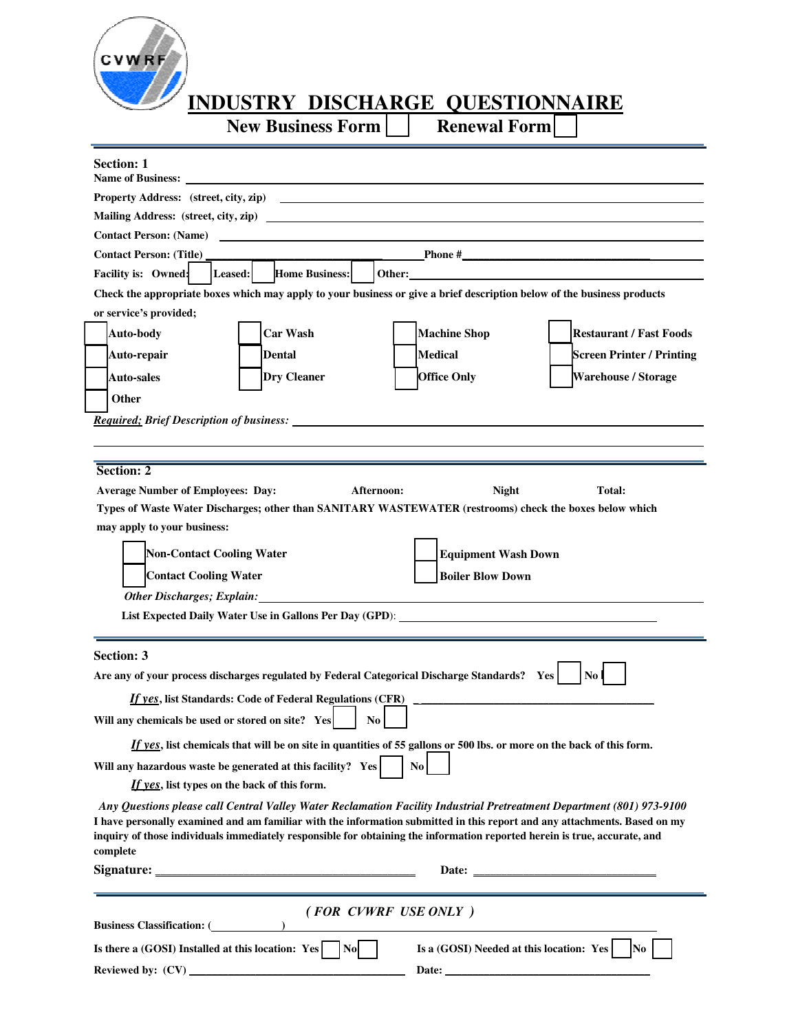# INDUSTRY DISCHARGE QUESTIONNAIRE

**New Business Form** ☐ **Renewal Form** ☐

---

**Section: 1**

**Name of Business:** ______________________________

**Property Address: (street, city, zip)** ______________________________

**Mailing Address: (street, city, zip)** ______________________________

**Contact Person: (Name)** ______________________________

**Contact Person: (Title)** ______________________________ **Phone #** ______________________________

**Facility is: Owned:** ☐ **Leased:** ☐ **Home Business:** ☐ **Other:** ______________________________

**Check the appropriate boxes which may apply to your business or give a brief description below of the business products or service's provided;**

| | | | |
|---|---|---|---|
| ☐ **Auto-body** | ☐ **Car Wash** | ☐ **Machine Shop** | ☐ **Restaurant / Fast Foods** |
| ☐ **Auto-repair** | ☐ **Dental** | ☐ **Medical** | ☐ **Screen Printer / Printing** |
| ☐ **Auto-sales** | ☐ **Dry Cleaner** | ☐ **Office Only** | ☐ **Warehouse / Storage** |
| ☐ **Other** | | | |

***Required; Brief Description of business:*** ______________________________

______________________________

---

**Section: 2**

**Average Number of Employees: Day:** **Afternoon:** **Night** **Total:**

**Types of Waste Water Discharges; other than SANITARY WASTEWATER (restrooms) check the boxes below which may apply to your business:**

| | |
|---|---|
| ☐ **Non-Contact Cooling Water** | ☐ **Equipment Wash Down** |
| ☐ **Contact Cooling Water** | ☐ **Boiler Blow Down** |

***Other Discharges; Explain:*** ______________________________

**List Expected Daily Water Use in Gallons Per Day (GPD):** ______________________________

---

**Section: 3**

**Are any of your process discharges regulated by Federal Categorical Discharge Standards? Yes** ☐ **No** ☐

***If yes*, list Standards: Code of Federal Regulations (CFR)** ______________________________

**Will any chemicals be used or stored on site? Yes** ☐ **No** ☐

***If yes*, list chemicals that will be on site in quantities of 55 gallons or 500 lbs. or more on the back of this form.**

**Will any hazardous waste be generated at this facility? Yes** ☐ **No** ☐

***If yes*, list types on the back of this form.**

***Any Questions please call Central Valley Water Reclamation Facility Industrial Pretreatment Department (801) 973-9100***

**I have personally examined and am familiar with the information submitted in this report and any attachments. Based on my inquiry of those individuals immediately responsible for obtaining the information reported herein is true, accurate, and complete**

**Signature:** ______________________________ **Date:** ______________________________

---

***( FOR CVWRF USE ONLY )***

**Business Classification: (** ____________ **)**

**Is there a (GOSI) Installed at this location: Yes** ☐ **No** ☐ **Is a (GOSI) Needed at this location: Yes** ☐ **No** ☐

**Reviewed by: (CV)** ______________________________ **Date:** ______________________________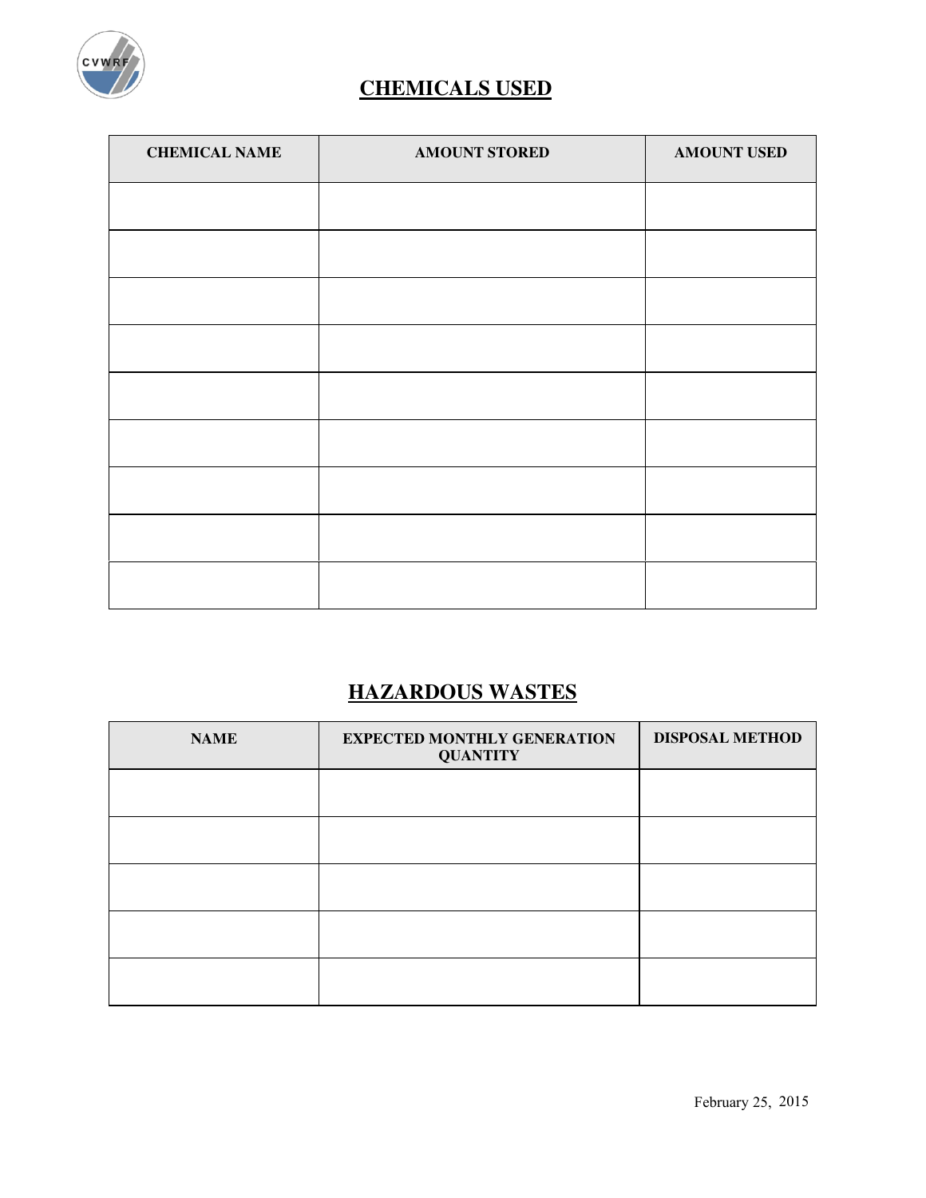## CHEMICALS USED

| CHEMICAL NAME | AMOUNT STORED | AMOUNT USED |
|---|---|---|
| | | |
| | | |
| | | |
| | | |
| | | |
| | | |
| | | |
| | | |
| | | |

## HAZARDOUS WASTES

| NAME | EXPECTED MONTHLY GENERATION QUANTITY | DISPOSAL METHOD |
|---|---|---|
| | | |
| | | |
| | | |
| | | |
| | | |

February 25, 2015